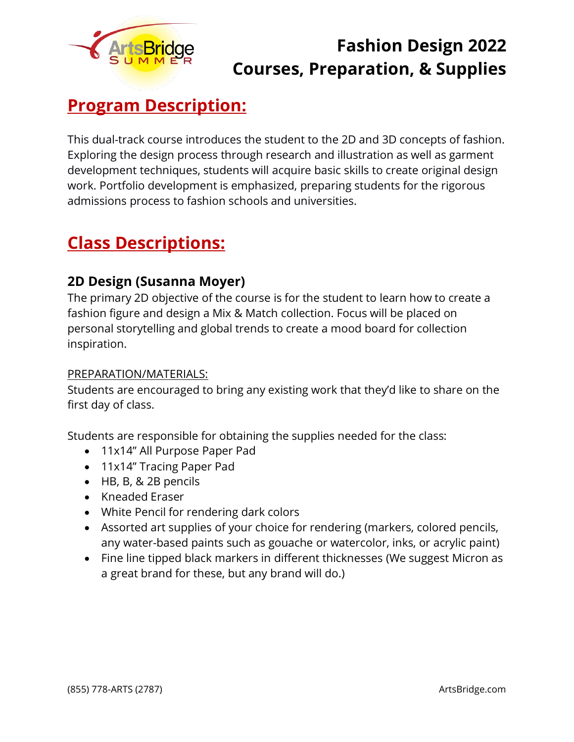# Fashion Design 2022
# Courses, Preparation, & Supplies

## Program Description:

This dual-track course introduces the student to the 2D and 3D concepts of fashion. Exploring the design process through research and illustration as well as garment development techniques, students will acquire basic skills to create original design work. Portfolio development is emphasized, preparing students for the rigorous admissions process to fashion schools and universities.

## Class Descriptions:

### 2D Design (Susanna Moyer)

The primary 2D objective of the course is for the student to learn how to create a fashion figure and design a Mix & Match collection. Focus will be placed on personal storytelling and global trends to create a mood board for collection inspiration.

PREPARATION/MATERIALS:

Students are encouraged to bring any existing work that they'd like to share on the first day of class.

Students are responsible for obtaining the supplies needed for the class:

- 11x14" All Purpose Paper Pad
- 11x14" Tracing Paper Pad
- HB, B, & 2B pencils
- Kneaded Eraser
- White Pencil for rendering dark colors
- Assorted art supplies of your choice for rendering (markers, colored pencils, any water-based paints such as gouache or watercolor, inks, or acrylic paint)
- Fine line tipped black markers in different thicknesses (We suggest Micron as a great brand for these, but any brand will do.)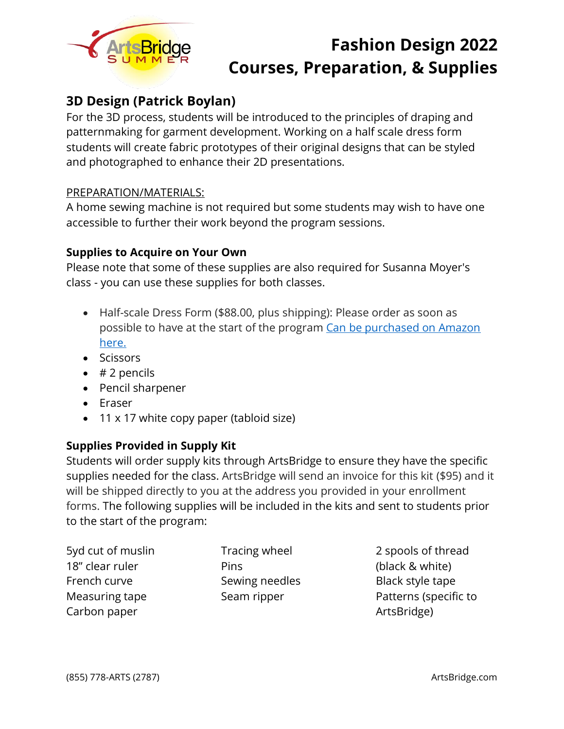# Fashion Design 2022
# Courses, Preparation, & Supplies

## 3D Design (Patrick Boylan)

For the 3D process, students will be introduced to the principles of draping and patternmaking for garment development. Working on a half scale dress form students will create fabric prototypes of their original designs that can be styled and photographed to enhance their 2D presentations.

PREPARATION/MATERIALS:

A home sewing machine is not required but some students may wish to have one accessible to further their work beyond the program sessions.

### Supplies to Acquire on Your Own

Please note that some of these supplies are also required for Susanna Moyer's class - you can use these supplies for both classes.

- Half-scale Dress Form ($88.00, plus shipping): Please order as soon as possible to have at the start of the program [Can be purchased on Amazon here.]
- Scissors
- # 2 pencils
- Pencil sharpener
- Eraser
- 11 x 17 white copy paper (tabloid size)

### Supplies Provided in Supply Kit

Students will order supply kits through ArtsBridge to ensure they have the specific supplies needed for the class. ArtsBridge will send an invoice for this kit ($95) and it will be shipped directly to you at the address you provided in your enrollment forms. The following supplies will be included in the kits and sent to students prior to the start of the program:

- 5yd cut of muslin
- 18" clear ruler
- French curve
- Measuring tape
- Carbon paper
- Tracing wheel
- Pins
- Sewing needles
- Seam ripper
- 2 spools of thread (black & white)
- Black style tape
- Patterns (specific to ArtsBridge)